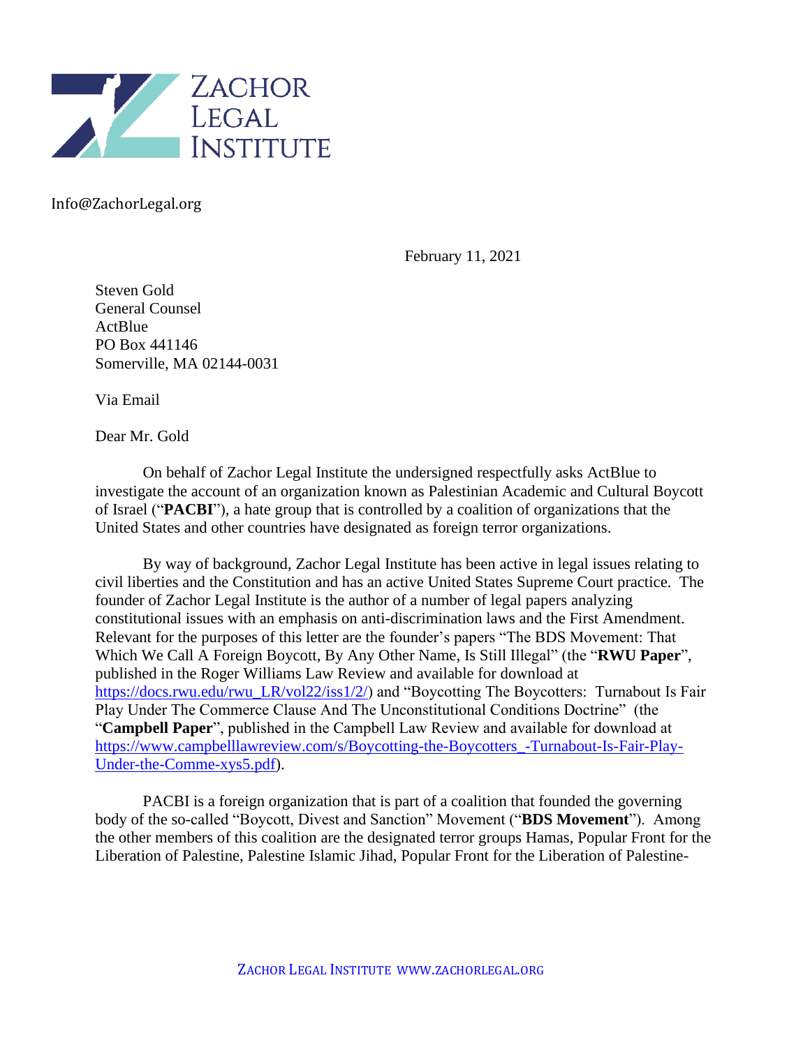ZACHOR LEGAL INSTITUTE

Info@ZachorLegal.org

February 11, 2021

Steven Gold
General Counsel
ActBlue
PO Box 441146
Somerville, MA 02144-0031

Via Email

Dear Mr. Gold

On behalf of Zachor Legal Institute the undersigned respectfully asks ActBlue to investigate the account of an organization known as Palestinian Academic and Cultural Boycott of Israel ("**PACBI**"), a hate group that is controlled by a coalition of organizations that the United States and other countries have designated as foreign terror organizations.

By way of background, Zachor Legal Institute has been active in legal issues relating to civil liberties and the Constitution and has an active United States Supreme Court practice. The founder of Zachor Legal Institute is the author of a number of legal papers analyzing constitutional issues with an emphasis on anti-discrimination laws and the First Amendment. Relevant for the purposes of this letter are the founder's papers "The BDS Movement: That Which We Call A Foreign Boycott, By Any Other Name, Is Still Illegal" (the "**RWU Paper**", published in the Roger Williams Law Review and available for download at https://docs.rwu.edu/rwu_LR/vol22/iss1/2/) and "Boycotting The Boycotters: Turnabout Is Fair Play Under The Commerce Clause And The Unconstitutional Conditions Doctrine" (the "**Campbell Paper**", published in the Campbell Law Review and available for download at https://www.campbelllawreview.com/s/Boycotting-the-Boycotters_-Turnabout-Is-Fair-Play-Under-the-Comme-xys5.pdf).

PACBI is a foreign organization that is part of a coalition that founded the governing body of the so-called "Boycott, Divest and Sanction" Movement ("**BDS Movement**"). Among the other members of this coalition are the designated terror groups Hamas, Popular Front for the Liberation of Palestine, Palestine Islamic Jihad, Popular Front for the Liberation of Palestine-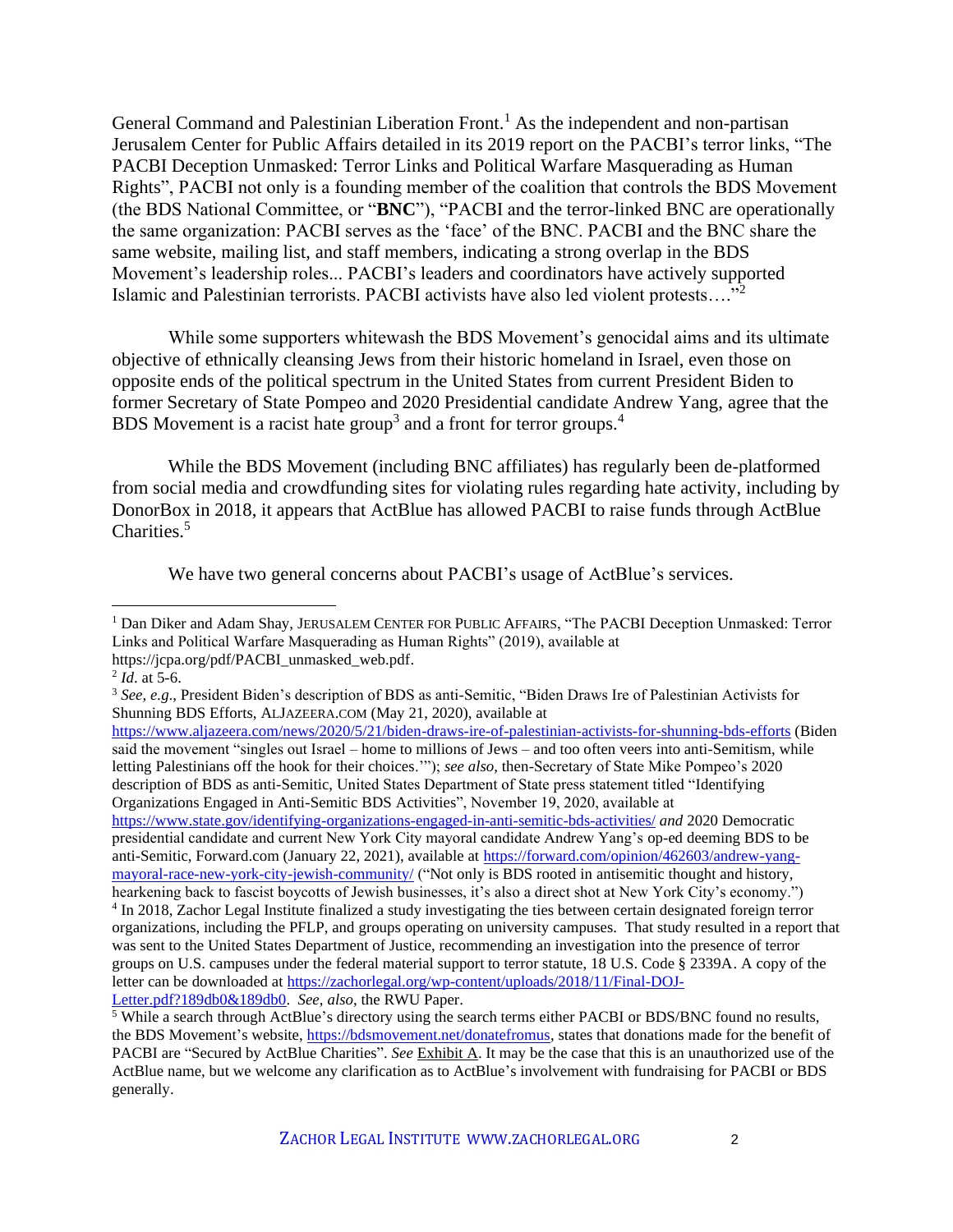General Command and Palestinian Liberation Front.[1] As the independent and non-partisan Jerusalem Center for Public Affairs detailed in its 2019 report on the PACBI's terror links, "The PACBI Deception Unmasked: Terror Links and Political Warfare Masquerading as Human Rights", PACBI not only is a founding member of the coalition that controls the BDS Movement (the BDS National Committee, or "**BNC**"), "PACBI and the terror-linked BNC are operationally the same organization: PACBI serves as the 'face' of the BNC. PACBI and the BNC share the same website, mailing list, and staff members, indicating a strong overlap in the BDS Movement's leadership roles... PACBI's leaders and coordinators have actively supported Islamic and Palestinian terrorists. PACBI activists have also led violent protests…."[2]

While some supporters whitewash the BDS Movement's genocidal aims and its ultimate objective of ethnically cleansing Jews from their historic homeland in Israel, even those on opposite ends of the political spectrum in the United States from current President Biden to former Secretary of State Pompeo and 2020 Presidential candidate Andrew Yang, agree that the BDS Movement is a racist hate group[3] and a front for terror groups.[4]

While the BDS Movement (including BNC affiliates) has regularly been de-platformed from social media and crowdfunding sites for violating rules regarding hate activity, including by DonorBox in 2018, it appears that ActBlue has allowed PACBI to raise funds through ActBlue Charities.[5]

We have two general concerns about PACBI's usage of ActBlue's services.

---

[1] Dan Diker and Adam Shay, JERUSALEM CENTER FOR PUBLIC AFFAIRS, "The PACBI Deception Unmasked: Terror Links and Political Warfare Masquerading as Human Rights" (2019), available at https://jcpa.org/pdf/PACBI_unmasked_web.pdf.

[2] *Id*. at 5-6.

[3] *See, e.g*., President Biden's description of BDS as anti-Semitic, "Biden Draws Ire of Palestinian Activists for Shunning BDS Efforts, ALJAZEERA.COM (May 21, 2020), available at https://www.aljazeera.com/news/2020/5/21/biden-draws-ire-of-palestinian-activists-for-shunning-bds-efforts (Biden said the movement "singles out Israel – home to millions of Jews – and too often veers into anti-Semitism, while letting Palestinians off the hook for their choices.'"); *see also*, then-Secretary of State Mike Pompeo's 2020 description of BDS as anti-Semitic, United States Department of State press statement titled "Identifying Organizations Engaged in Anti-Semitic BDS Activities", November 19, 2020, available at https://www.state.gov/identifying-organizations-engaged-in-anti-semitic-bds-activities/ *and* 2020 Democratic presidential candidate and current New York City mayoral candidate Andrew Yang's op-ed deeming BDS to be anti-Semitic, Forward.com (January 22, 2021), available at https://forward.com/opinion/462603/andrew-yang-mayoral-race-new-york-city-jewish-community/ ("Not only is BDS rooted in antisemitic thought and history, hearkening back to fascist boycotts of Jewish businesses, it's also a direct shot at New York City's economy.")

[4] In 2018, Zachor Legal Institute finalized a study investigating the ties between certain designated foreign terror organizations, including the PFLP, and groups operating on university campuses. That study resulted in a report that was sent to the United States Department of Justice, recommending an investigation into the presence of terror groups on U.S. campuses under the federal material support to terror statute, 18 U.S. Code § 2339A. A copy of the letter can be downloaded at https://zachorlegal.org/wp-content/uploads/2018/11/Final-DOJ-Letter.pdf?189db0&189db0. *See*, *also*, the RWU Paper.

[5] While a search through ActBlue's directory using the search terms either PACBI or BDS/BNC found no results, the BDS Movement's website, https://bdsmovement.net/donatefromus, states that donations made for the benefit of PACBI are "Secured by ActBlue Charities". *See* Exhibit A. It may be the case that this is an unauthorized use of the ActBlue name, but we welcome any clarification as to ActBlue's involvement with fundraising for PACBI or BDS generally.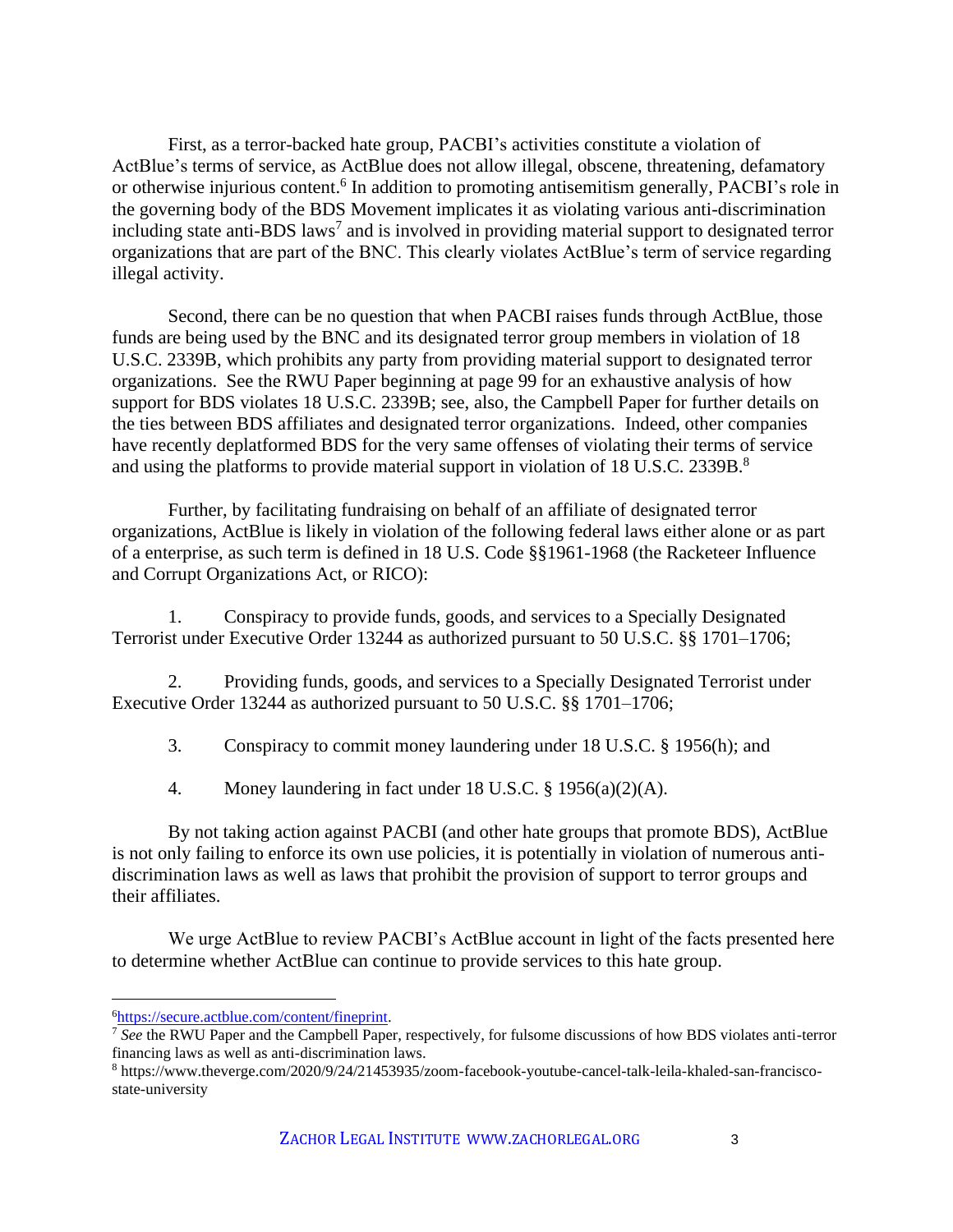First, as a terror-backed hate group, PACBI's activities constitute a violation of ActBlue's terms of service, as ActBlue does not allow illegal, obscene, threatening, defamatory or otherwise injurious content.[6] In addition to promoting antisemitism generally, PACBI's role in the governing body of the BDS Movement implicates it as violating various anti-discrimination including state anti-BDS laws[7] and is involved in providing material support to designated terror organizations that are part of the BNC. This clearly violates ActBlue's term of service regarding illegal activity.

Second, there can be no question that when PACBI raises funds through ActBlue, those funds are being used by the BNC and its designated terror group members in violation of 18 U.S.C. 2339B, which prohibits any party from providing material support to designated terror organizations. See the RWU Paper beginning at page 99 for an exhaustive analysis of how support for BDS violates 18 U.S.C. 2339B; see, also, the Campbell Paper for further details on the ties between BDS affiliates and designated terror organizations. Indeed, other companies have recently deplatformed BDS for the very same offenses of violating their terms of service and using the platforms to provide material support in violation of 18 U.S.C. 2339B.[8]

Further, by facilitating fundraising on behalf of an affiliate of designated terror organizations, ActBlue is likely in violation of the following federal laws either alone or as part of a enterprise, as such term is defined in 18 U.S. Code §§1961-1968 (the Racketeer Influence and Corrupt Organizations Act, or RICO):

1. Conspiracy to provide funds, goods, and services to a Specially Designated Terrorist under Executive Order 13244 as authorized pursuant to 50 U.S.C. §§ 1701–1706;

2. Providing funds, goods, and services to a Specially Designated Terrorist under Executive Order 13244 as authorized pursuant to 50 U.S.C. §§ 1701–1706;

3. Conspiracy to commit money laundering under 18 U.S.C. § 1956(h); and

4. Money laundering in fact under 18 U.S.C. § 1956(a)(2)(A).

By not taking action against PACBI (and other hate groups that promote BDS), ActBlue is not only failing to enforce its own use policies, it is potentially in violation of numerous anti-discrimination laws as well as laws that prohibit the provision of support to terror groups and their affiliates.

We urge ActBlue to review PACBI's ActBlue account in light of the facts presented here to determine whether ActBlue can continue to provide services to this hate group.

---

[6] https://secure.actblue.com/content/fineprint.

[7] *See* the RWU Paper and the Campbell Paper, respectively, for fulsome discussions of how BDS violates anti-terror financing laws as well as anti-discrimination laws.

[8] https://www.theverge.com/2020/9/24/21453935/zoom-facebook-youtube-cancel-talk-leila-khaled-san-francisco-state-university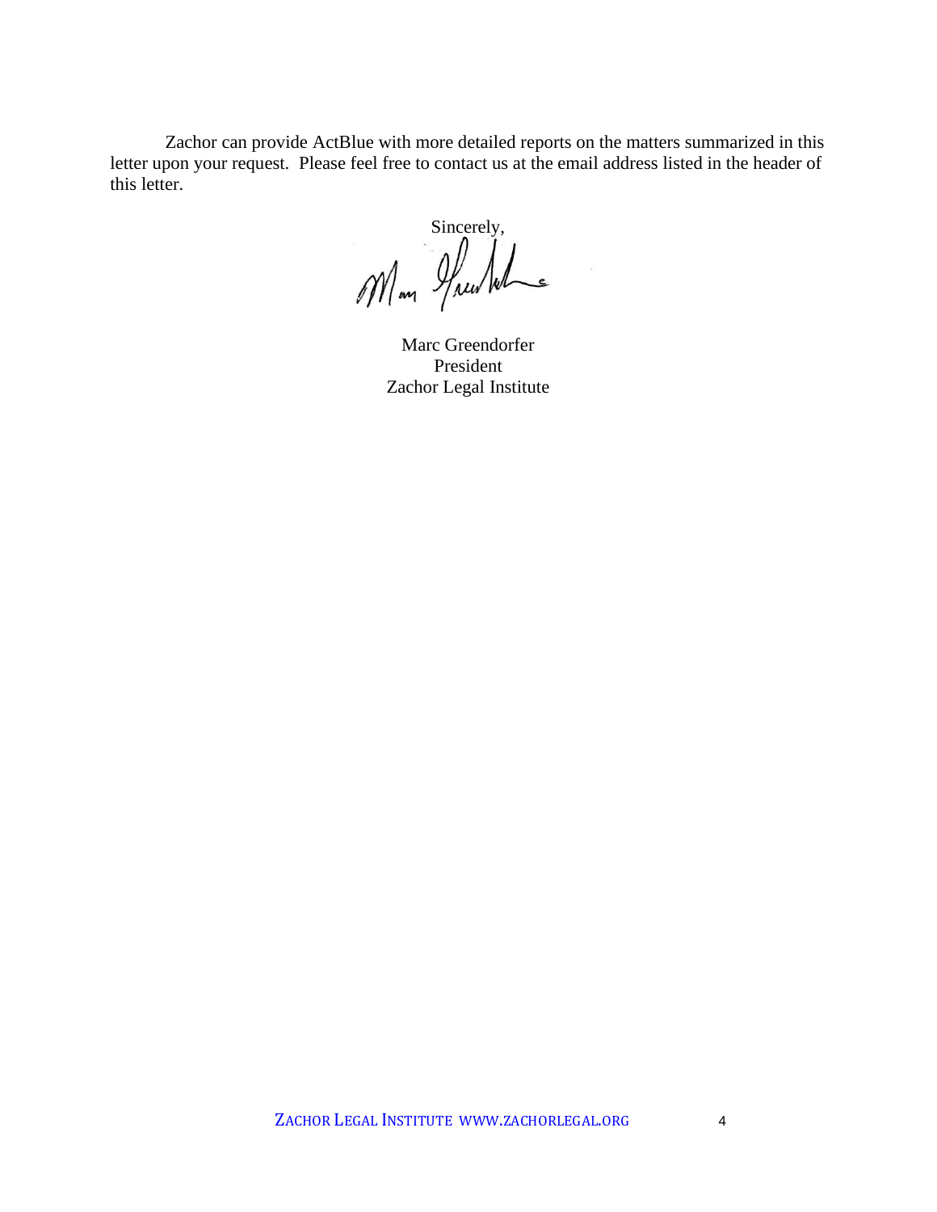Zachor can provide ActBlue with more detailed reports on the matters summarized in this letter upon your request. Please feel free to contact us at the email address listed in the header of this letter.

Sincerely,

Marc Greendorfer
President
Zachor Legal Institute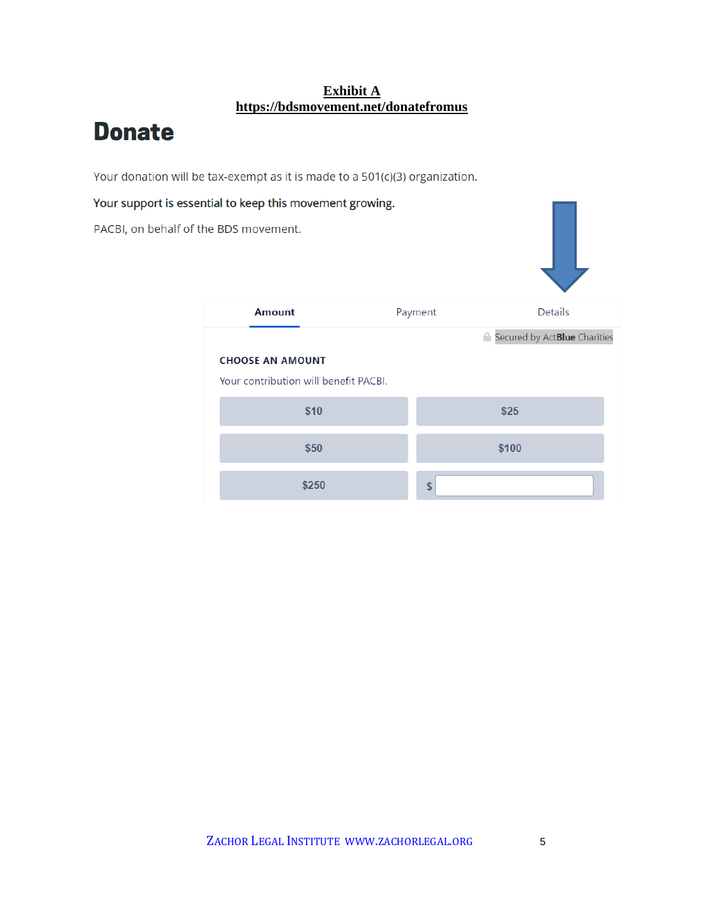**Exhibit A**
**https://bdsmovement.net/donatefromus**

# Donate

Your donation will be tax-exempt as it is made to a 501(c)(3) organization.

Your support is essential to keep this movement growing.

PACBI, on behalf of the BDS movement.

Amount Payment Details

Secured by ActBlue Charities

CHOOSE AN AMOUNT

Your contribution will benefit PACBI.

$10 $25

$50 $100

$250 $